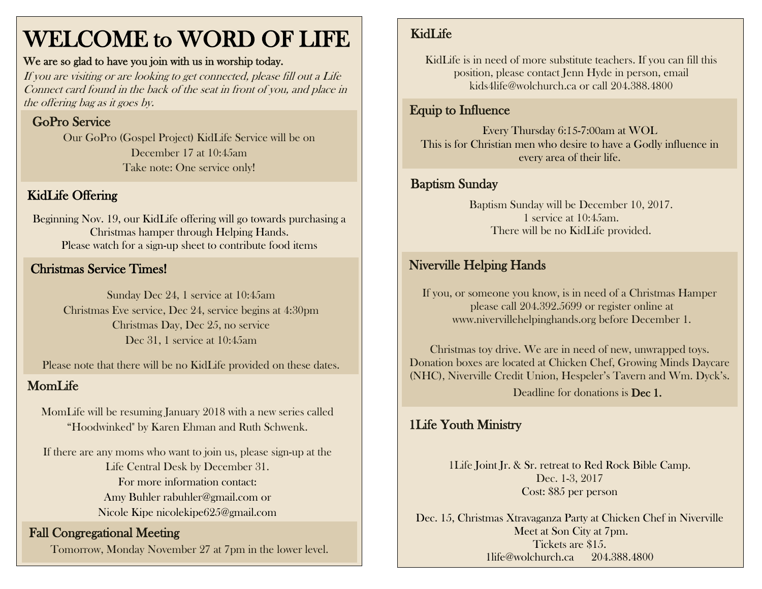# WELCOME to WORD OF LIFE

**We are so glad to have you join with us in worship today.**

*If you are visiting or are looking to get connected, please fill out a Life Connect card found in the back of the seat in front of you, and place in the offering bag as it goes by.*

## GoPro Service

Our GoPro (Gospel Project) KidLife Service will be on December 17 at 10:45am
Take note: One service only!

## KidLife Offering

Beginning Nov. 19, our KidLife offering will go towards purchasing a Christmas hamper through Helping Hands.
Please watch for a sign-up sheet to contribute food items

## Christmas Service Times!

Sunday Dec 24, 1 service at 10:45am
Christmas Eve service, Dec 24, service begins at 4:30pm
Christmas Day, Dec 25, no service
Dec 31, 1 service at 10:45am

Please note that there will be no KidLife provided on these dates.

## MomLife

MomLife will be resuming January 2018 with a new series called "Hoodwinked" by Karen Ehman and Ruth Schwenk.

If there are any moms who want to join us, please sign-up at the Life Central Desk by December 31.
For more information contact:
Amy Buhler rabuhler@gmail.com or
Nicole Kipe nicolekipe625@gmail.com

## Fall Congregational Meeting

Tomorrow, Monday November 27 at 7pm in the lower level.

## KidLife

KidLife is in need of more substitute teachers. If you can fill this position, please contact Jenn Hyde in person, email kids4life@wolchurch.ca or call 204.388.4800

## Equip to Influence

Every Thursday 6:15-7:00am at WOL
This is for Christian men who desire to have a Godly influence in every area of their life.

## Baptism Sunday

Baptism Sunday will be December 10, 2017.
1 service at 10:45am.
There will be no KidLife provided.

## Niverville Helping Hands

If you, or someone you know, is in need of a Christmas Hamper please call 204.392.5699 or register online at www.nivervillehelpinghands.org before December 1.

Christmas toy drive. We are in need of new, unwrapped toys. Donation boxes are located at Chicken Chef, Growing Minds Daycare (NHC), Niverville Credit Union, Hespeler's Tavern and Wm. Dyck's.
Deadline for donations is **Dec 1.**

## 1Life Youth Ministry

1Life Joint Jr. & Sr. retreat to Red Rock Bible Camp.
Dec. 1-3, 2017
Cost: $85 per person

Dec. 15, Christmas Xtravaganza Party at Chicken Chef in Niverville
Meet at Son City at 7pm.
Tickets are $15.
1life@wolchurch.ca 204.388.4800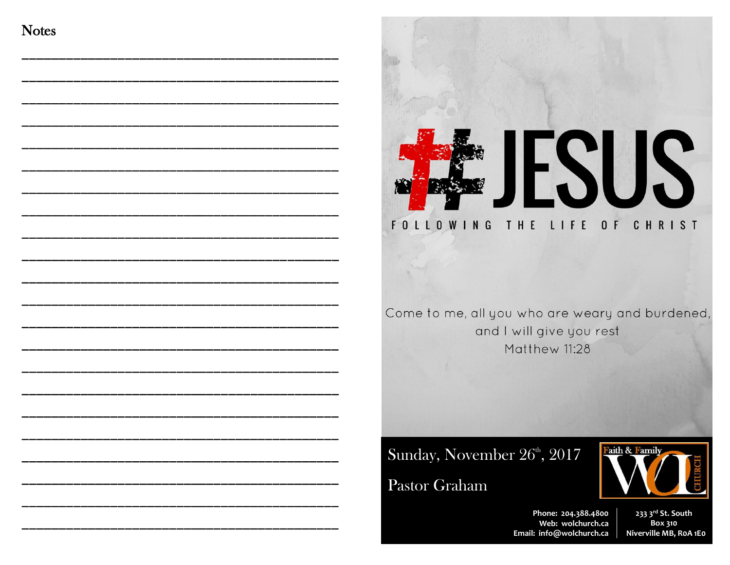## Notes

_______________________________________________

_______________________________________________

_______________________________________________

_______________________________________________

_______________________________________________

_______________________________________________

_______________________________________________

_______________________________________________

_______________________________________________

_______________________________________________

_______________________________________________

_______________________________________________

_______________________________________________

_______________________________________________

_______________________________________________

_______________________________________________

_______________________________________________

_______________________________________________

_______________________________________________

_______________________________________________

_______________________________________________

_______________________________________________

# #JESUS

FOLLOWING THE LIFE OF CHRIST

Come to me, all you who are weary and burdened, and I will give you rest
Matthew 11:28

Sunday, November 26th, 2017

Pastor Graham

Faith & Family WOL CHURCH

Phone: 204.388.4800
Web: wolchurch.ca
Email: info@wolchurch.ca

233 3rd St. South
Box 310
Niverville MB, R0A 1E0